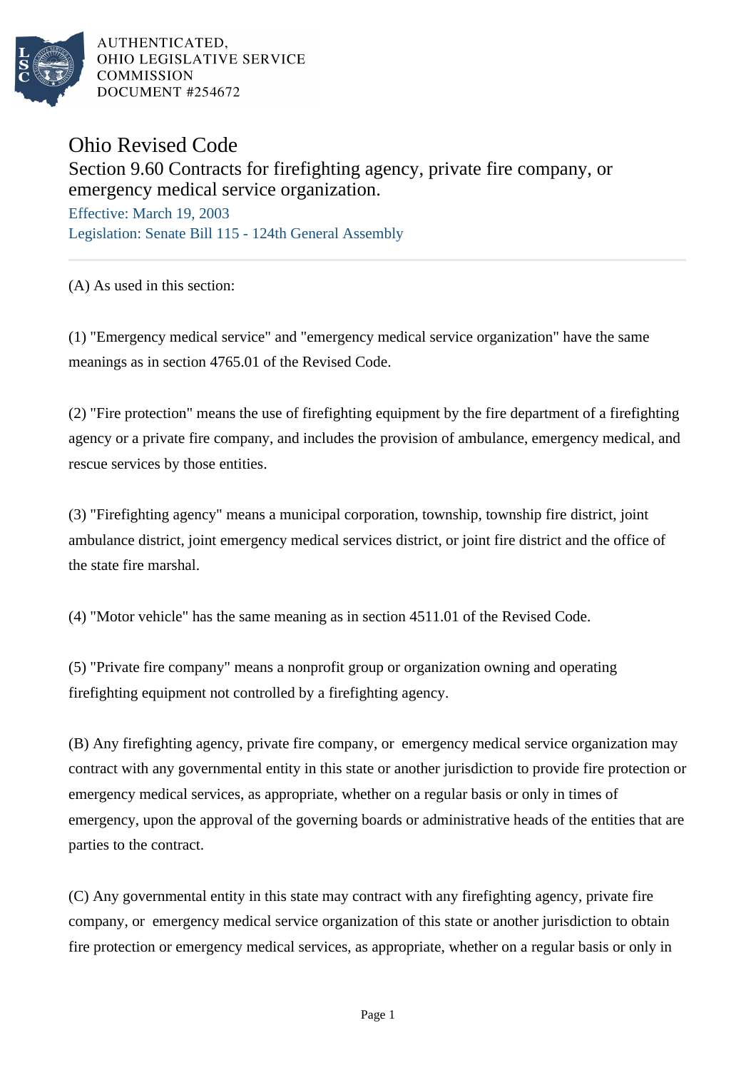AUTHENTICATED,
OHIO LEGISLATIVE SERVICE
COMMISSION
DOCUMENT #254672

# Ohio Revised Code

## Section 9.60 Contracts for firefighting agency, private fire company, or emergency medical service organization.

Effective: March 19, 2003

Legislation: Senate Bill 115 - 124th General Assembly

(A) As used in this section:

(1) "Emergency medical service" and "emergency medical service organization" have the same meanings as in section 4765.01 of the Revised Code.

(2) "Fire protection" means the use of firefighting equipment by the fire department of a firefighting agency or a private fire company, and includes the provision of ambulance, emergency medical, and rescue services by those entities.

(3) "Firefighting agency" means a municipal corporation, township, township fire district, joint ambulance district, joint emergency medical services district, or joint fire district and the office of the state fire marshal.

(4) "Motor vehicle" has the same meaning as in section 4511.01 of the Revised Code.

(5) "Private fire company" means a nonprofit group or organization owning and operating firefighting equipment not controlled by a firefighting agency.

(B) Any firefighting agency, private fire company, or emergency medical service organization may contract with any governmental entity in this state or another jurisdiction to provide fire protection or emergency medical services, as appropriate, whether on a regular basis or only in times of emergency, upon the approval of the governing boards or administrative heads of the entities that are parties to the contract.

(C) Any governmental entity in this state may contract with any firefighting agency, private fire company, or emergency medical service organization of this state or another jurisdiction to obtain fire protection or emergency medical services, as appropriate, whether on a regular basis or only in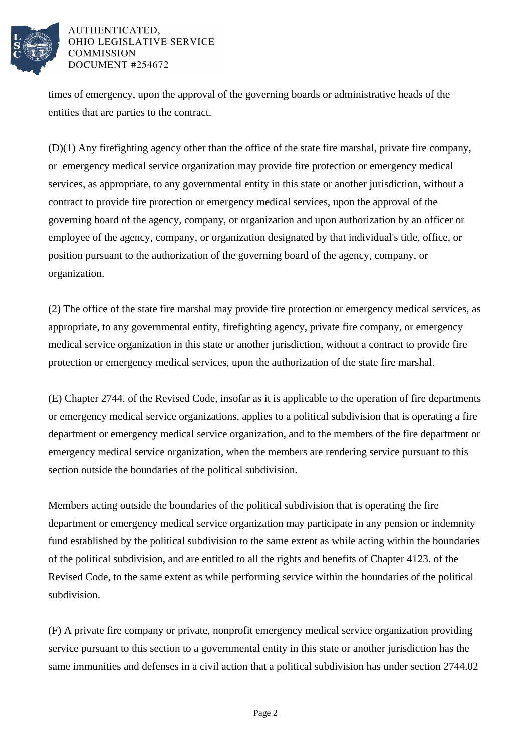times of emergency, upon the approval of the governing boards or administrative heads of the entities that are parties to the contract.

(D)(1) Any firefighting agency other than the office of the state fire marshal, private fire company, or emergency medical service organization may provide fire protection or emergency medical services, as appropriate, to any governmental entity in this state or another jurisdiction, without a contract to provide fire protection or emergency medical services, upon the approval of the governing board of the agency, company, or organization and upon authorization by an officer or employee of the agency, company, or organization designated by that individual's title, office, or position pursuant to the authorization of the governing board of the agency, company, or organization.

(2) The office of the state fire marshal may provide fire protection or emergency medical services, as appropriate, to any governmental entity, firefighting agency, private fire company, or emergency medical service organization in this state or another jurisdiction, without a contract to provide fire protection or emergency medical services, upon the authorization of the state fire marshal.

(E) Chapter 2744. of the Revised Code, insofar as it is applicable to the operation of fire departments or emergency medical service organizations, applies to a political subdivision that is operating a fire department or emergency medical service organization, and to the members of the fire department or emergency medical service organization, when the members are rendering service pursuant to this section outside the boundaries of the political subdivision.

Members acting outside the boundaries of the political subdivision that is operating the fire department or emergency medical service organization may participate in any pension or indemnity fund established by the political subdivision to the same extent as while acting within the boundaries of the political subdivision, and are entitled to all the rights and benefits of Chapter 4123. of the Revised Code, to the same extent as while performing service within the boundaries of the political subdivision.

(F) A private fire company or private, nonprofit emergency medical service organization providing service pursuant to this section to a governmental entity in this state or another jurisdiction has the same immunities and defenses in a civil action that a political subdivision has under section 2744.02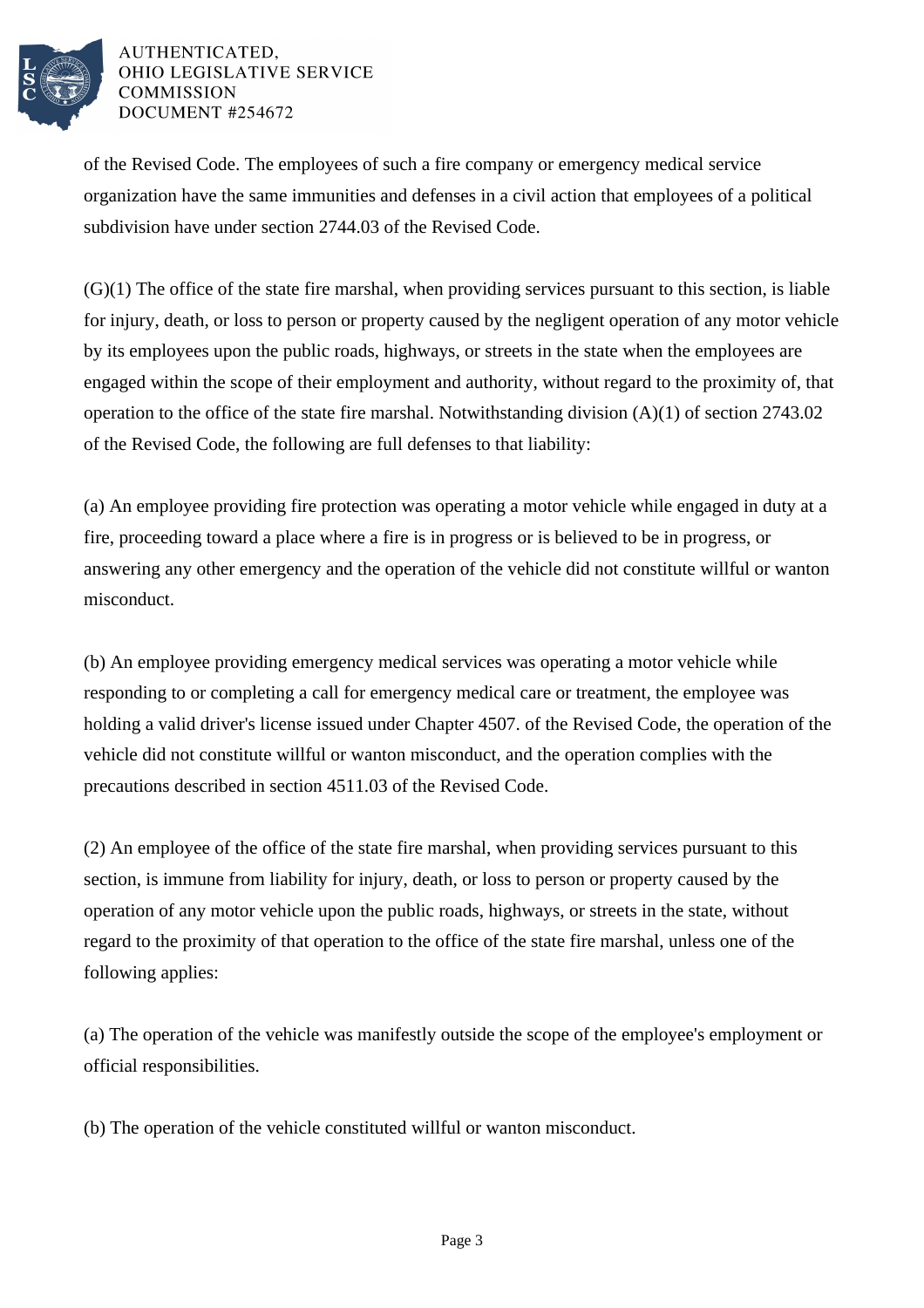of the Revised Code. The employees of such a fire company or emergency medical service organization have the same immunities and defenses in a civil action that employees of a political subdivision have under section 2744.03 of the Revised Code.

(G)(1) The office of the state fire marshal, when providing services pursuant to this section, is liable for injury, death, or loss to person or property caused by the negligent operation of any motor vehicle by its employees upon the public roads, highways, or streets in the state when the employees are engaged within the scope of their employment and authority, without regard to the proximity of, that operation to the office of the state fire marshal. Notwithstanding division (A)(1) of section 2743.02 of the Revised Code, the following are full defenses to that liability:

(a) An employee providing fire protection was operating a motor vehicle while engaged in duty at a fire, proceeding toward a place where a fire is in progress or is believed to be in progress, or answering any other emergency and the operation of the vehicle did not constitute willful or wanton misconduct.

(b) An employee providing emergency medical services was operating a motor vehicle while responding to or completing a call for emergency medical care or treatment, the employee was holding a valid driver's license issued under Chapter 4507. of the Revised Code, the operation of the vehicle did not constitute willful or wanton misconduct, and the operation complies with the precautions described in section 4511.03 of the Revised Code.

(2) An employee of the office of the state fire marshal, when providing services pursuant to this section, is immune from liability for injury, death, or loss to person or property caused by the operation of any motor vehicle upon the public roads, highways, or streets in the state, without regard to the proximity of that operation to the office of the state fire marshal, unless one of the following applies:

(a) The operation of the vehicle was manifestly outside the scope of the employee's employment or official responsibilities.

(b) The operation of the vehicle constituted willful or wanton misconduct.